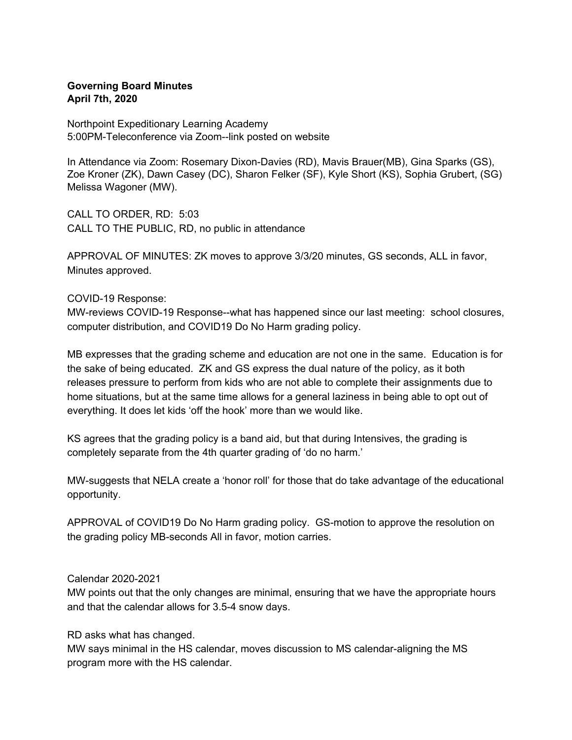**Governing Board Minutes**
**April 7th, 2020**

Northpoint Expeditionary Learning Academy
5:00PM-Teleconference via Zoom--link posted on website

In Attendance via Zoom: Rosemary Dixon-Davies (RD), Mavis Brauer(MB), Gina Sparks (GS), Zoe Kroner (ZK), Dawn Casey (DC), Sharon Felker (SF), Kyle Short (KS), Sophia Grubert, (SG) Melissa Wagoner (MW).

CALL TO ORDER, RD: 5:03
CALL TO THE PUBLIC, RD, no public in attendance

APPROVAL OF MINUTES: ZK moves to approve 3/3/20 minutes, GS seconds, ALL in favor, Minutes approved.

COVID-19 Response:
MW-reviews COVID-19 Response--what has happened since our last meeting: school closures, computer distribution, and COVID19 Do No Harm grading policy.

MB expresses that the grading scheme and education are not one in the same. Education is for the sake of being educated. ZK and GS express the dual nature of the policy, as it both releases pressure to perform from kids who are not able to complete their assignments due to home situations, but at the same time allows for a general laziness in being able to opt out of everything. It does let kids 'off the hook' more than we would like.

KS agrees that the grading policy is a band aid, but that during Intensives, the grading is completely separate from the 4th quarter grading of 'do no harm.'

MW-suggests that NELA create a 'honor roll' for those that do take advantage of the educational opportunity.

APPROVAL of COVID19 Do No Harm grading policy. GS-motion to approve the resolution on the grading policy MB-seconds All in favor, motion carries.

Calendar 2020-2021
MW points out that the only changes are minimal, ensuring that we have the appropriate hours and that the calendar allows for 3.5-4 snow days.

RD asks what has changed.
MW says minimal in the HS calendar, moves discussion to MS calendar-aligning the MS program more with the HS calendar.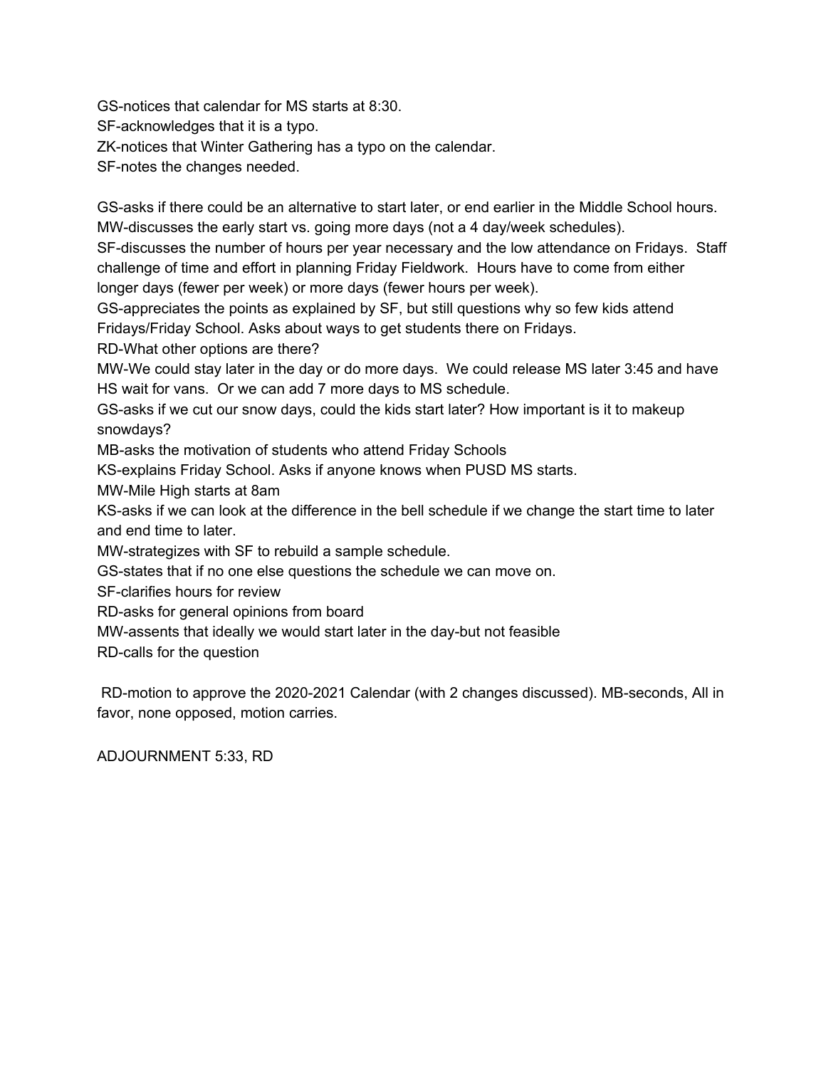GS-notices that calendar for MS starts at 8:30.
SF-acknowledges that it is a typo.
ZK-notices that Winter Gathering has a typo on the calendar.
SF-notes the changes needed.

GS-asks if there could be an alternative to start later, or end earlier in the Middle School hours.
MW-discusses the early start vs. going more days (not a 4 day/week schedules).
SF-discusses the number of hours per year necessary and the low attendance on Fridays. Staff challenge of time and effort in planning Friday Fieldwork. Hours have to come from either longer days (fewer per week) or more days (fewer hours per week).
GS-appreciates the points as explained by SF, but still questions why so few kids attend Fridays/Friday School. Asks about ways to get students there on Fridays.
RD-What other options are there?
MW-We could stay later in the day or do more days. We could release MS later 3:45 and have HS wait for vans. Or we can add 7 more days to MS schedule.
GS-asks if we cut our snow days, could the kids start later? How important is it to makeup snowdays?
MB-asks the motivation of students who attend Friday Schools
KS-explains Friday School. Asks if anyone knows when PUSD MS starts.
MW-Mile High starts at 8am
KS-asks if we can look at the difference in the bell schedule if we change the start time to later and end time to later.
MW-strategizes with SF to rebuild a sample schedule.
GS-states that if no one else questions the schedule we can move on.
SF-clarifies hours for review
RD-asks for general opinions from board
MW-assents that ideally we would start later in the day-but not feasible
RD-calls for the question

RD-motion to approve the 2020-2021 Calendar (with 2 changes discussed). MB-seconds, All in favor, none opposed, motion carries.

ADJOURNMENT 5:33, RD